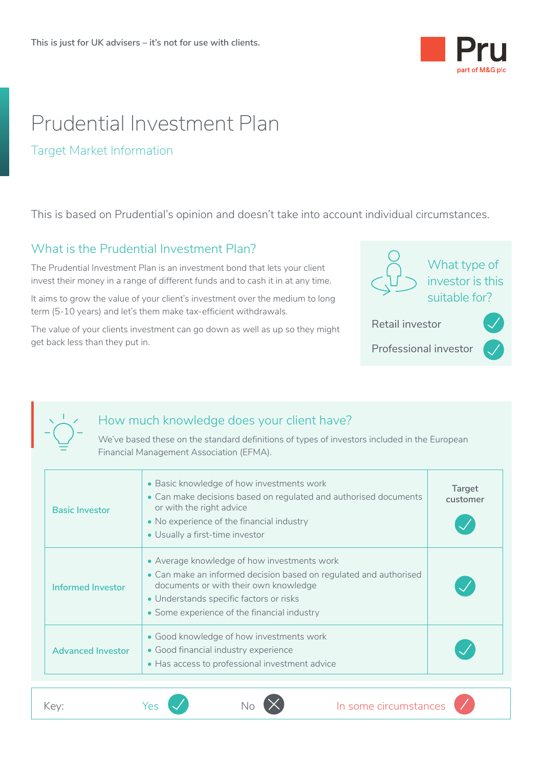This is just for UK advisers – it's not for use with clients.

Pru
part of M&G plc

# Prudential Investment Plan

## Target Market Information

This is based on Prudential's opinion and doesn't take into account individual circumstances.

### What is the Prudential Investment Plan?

The Prudential Investment Plan is an investment bond that lets your client invest their money in a range of different funds and to cash it in at any time.

It aims to grow the value of your client's investment over the medium to long term (5-10 years) and let's them make tax-efficient withdrawals.

The value of your clients investment can go down as well as up so they might get back less than they put in.

### What type of investor is this suitable for?

| Investor type | |
|---|---|
| Retail investor | ✓ |
| Professional investor | ✓ |

### How much knowledge does your client have?

We've based these on the standard definitions of types of investors included in the European Financial Management Association (EFMA).

| | | Target customer |
|---|---|---|
| Basic Investor | • Basic knowledge of how investments work<br>• Can make decisions based on regulated and authorised documents or with the right advice<br>• No experience of the financial industry<br>• Usually a first-time investor | ✓ |
| Informed Investor | • Average knowledge of how investments work<br>• Can make an informed decision based on regulated and authorised documents or with their own knowledge<br>• Understands specific factors or risks<br>• Some experience of the financial industry | ✓ |
| Advanced Investor | • Good knowledge of how investments work<br>• Good financial industry experience<br>• Has access to professional investment advice | ✓ |

Key: Yes ✓ No ✗ In some circumstances /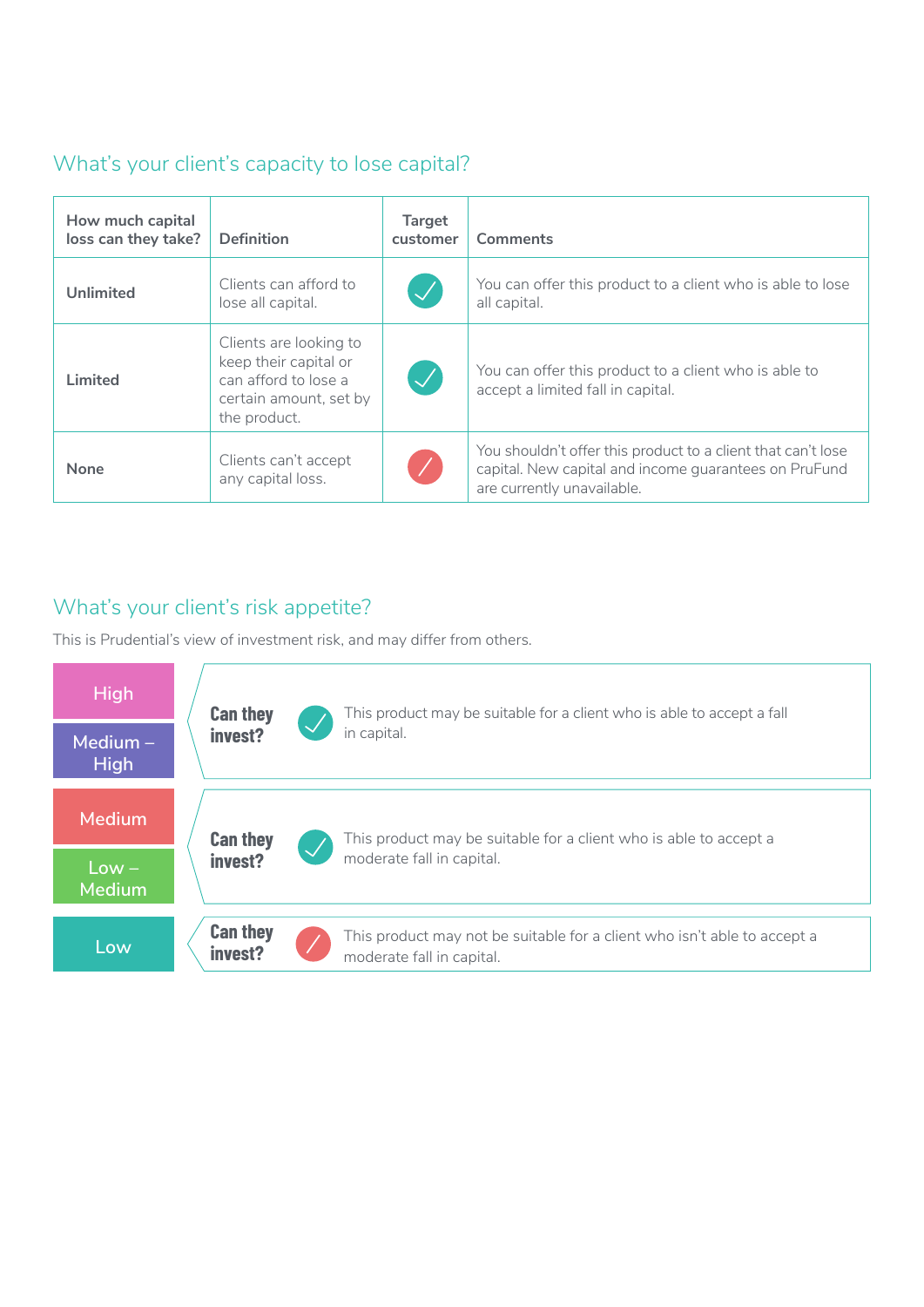## What's your client's capacity to lose capital?

| How much capital loss can they take? | Definition | Target customer | Comments |
|---|---|---|---|
| **Unlimited** | Clients can afford to lose all capital. | ✓ | You can offer this product to a client who is able to lose all capital. |
| **Limited** | Clients are looking to keep their capital or can afford to lose a certain amount, set by the product. | ✓ | You can offer this product to a client who is able to accept a limited fall in capital. |
| **None** | Clients can't accept any capital loss. | ✗ | You shouldn't offer this product to a client that can't lose capital. New capital and income guarantees on PruFund are currently unavailable. |

## What's your client's risk appetite?

This is Prudential's view of investment risk, and may differ from others.

| Risk level | Can they invest? | Comments |
|---|---|---|
| High<br>Medium – High | ✓ | This product may be suitable for a client who is able to accept a fall in capital. |
| Medium<br>Low – Medium | ✓ | This product may be suitable for a client who is able to accept a moderate fall in capital. |
| Low | ✗ | This product may not be suitable for a client who isn't able to accept a moderate fall in capital. |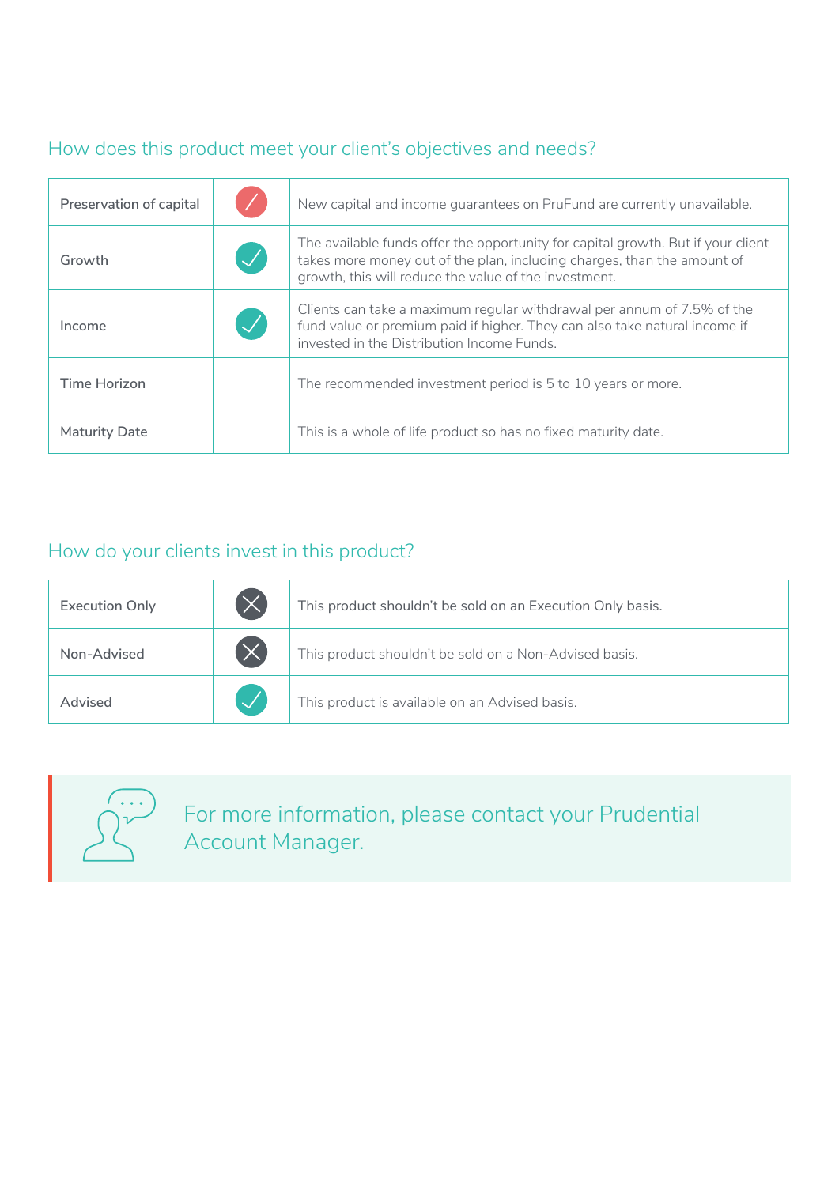## How does this product meet your client's objectives and needs?

| | | |
|---|---|---|
| Preservation of capital | ✗ | New capital and income guarantees on PruFund are currently unavailable. |
| Growth | ✓ | The available funds offer the opportunity for capital growth. But if your client takes more money out of the plan, including charges, than the amount of growth, this will reduce the value of the investment. |
| Income | ✓ | Clients can take a maximum regular withdrawal per annum of 7.5% of the fund value or premium paid if higher. They can also take natural income if invested in the Distribution Income Funds. |
| Time Horizon | | The recommended investment period is 5 to 10 years or more. |
| Maturity Date | | This is a whole of life product so has no fixed maturity date. |

## How do your clients invest in this product?

| | | |
|---|---|---|
| Execution Only | ✗ | This product shouldn't be sold on an Execution Only basis. |
| Non-Advised | ✗ | This product shouldn't be sold on a Non-Advised basis. |
| Advised | ✓ | This product is available on an Advised basis. |

For more information, please contact your Prudential Account Manager.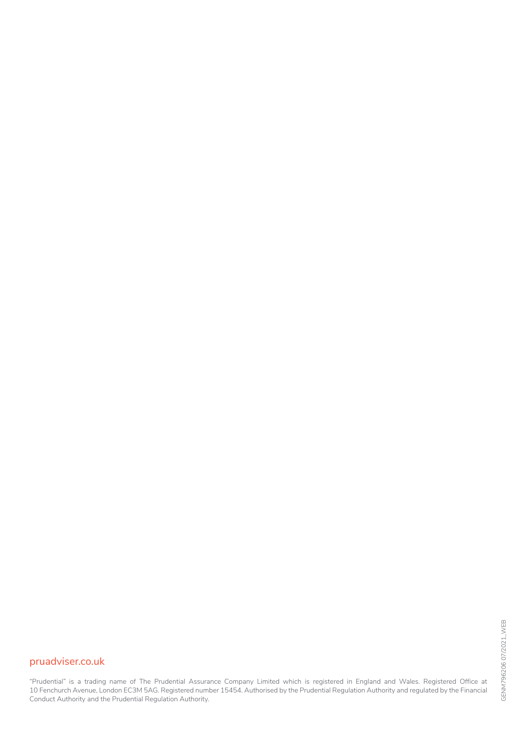pruadviser.co.uk

"Prudential" is a trading name of The Prudential Assurance Company Limited which is registered in England and Wales. Registered Office at 10 Fenchurch Avenue, London EC3M 5AG. Registered number 15454. Authorised by the Prudential Regulation Authority and regulated by the Financial Conduct Authority and the Prudential Regulation Authority.

GENM796206 07/2021_WEB